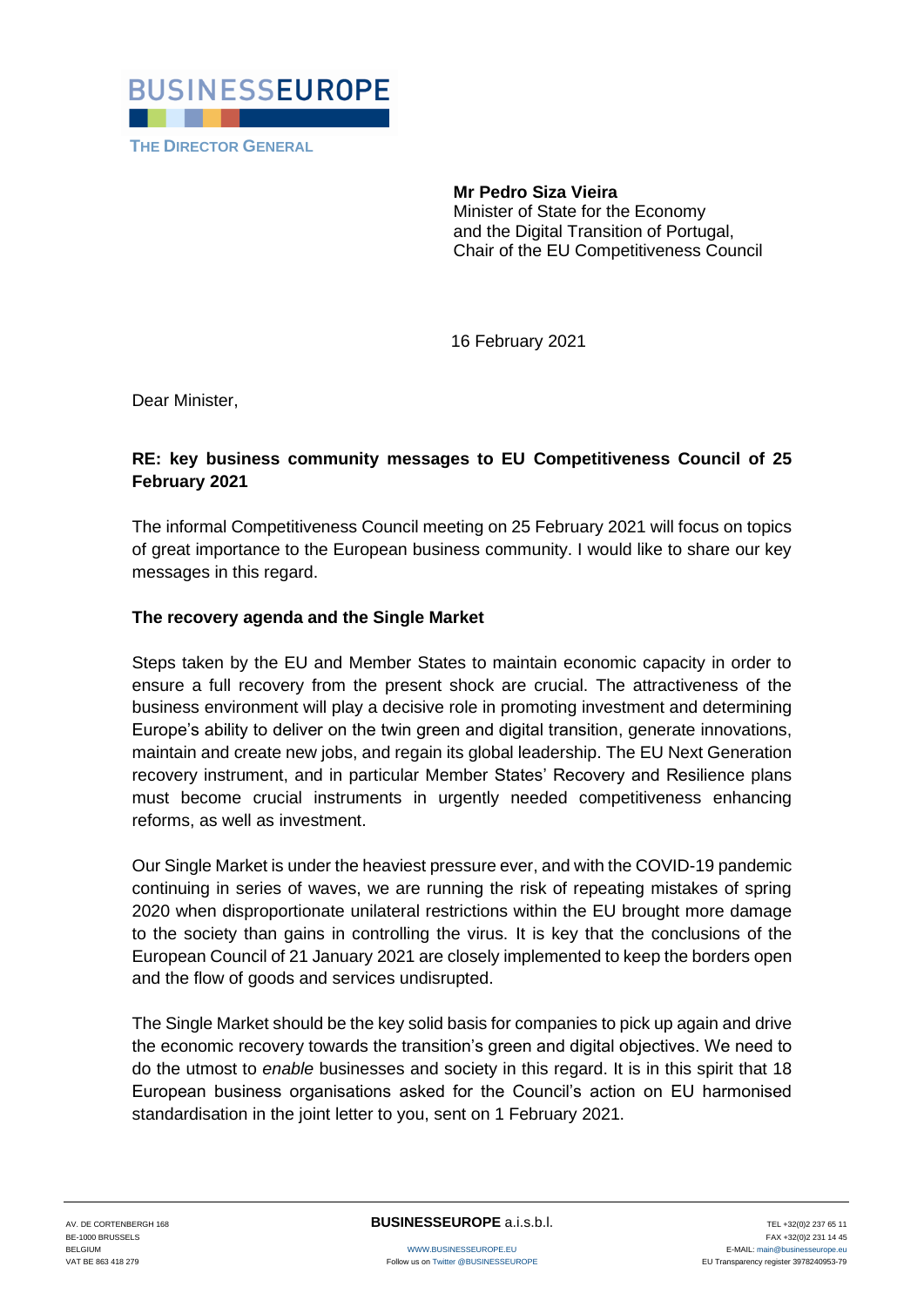**BUSINESSEUROPE**

THE DIRECTOR GENERAL

**Mr Pedro Siza Vieira**
Minister of State for the Economy
and the Digital Transition of Portugal,
Chair of the EU Competitiveness Council

16 February 2021

Dear Minister,

**RE: key business community messages to EU Competitiveness Council of 25 February 2021**

The informal Competitiveness Council meeting on 25 February 2021 will focus on topics of great importance to the European business community. I would like to share our key messages in this regard.

**The recovery agenda and the Single Market**

Steps taken by the EU and Member States to maintain economic capacity in order to ensure a full recovery from the present shock are crucial. The attractiveness of the business environment will play a decisive role in promoting investment and determining Europe's ability to deliver on the twin green and digital transition, generate innovations, maintain and create new jobs, and regain its global leadership. The EU Next Generation recovery instrument, and in particular Member States' Recovery and Resilience plans must become crucial instruments in urgently needed competitiveness enhancing reforms, as well as investment.

Our Single Market is under the heaviest pressure ever, and with the COVID-19 pandemic continuing in series of waves, we are running the risk of repeating mistakes of spring 2020 when disproportionate unilateral restrictions within the EU brought more damage to the society than gains in controlling the virus. It is key that the conclusions of the European Council of 21 January 2021 are closely implemented to keep the borders open and the flow of goods and services undisrupted.

The Single Market should be the key solid basis for companies to pick up again and drive the economic recovery towards the transition's green and digital objectives. We need to do the utmost to *enable* businesses and society in this regard. It is in this spirit that 18 European business organisations asked for the Council's action on EU harmonised standardisation in the joint letter to you, sent on 1 February 2021.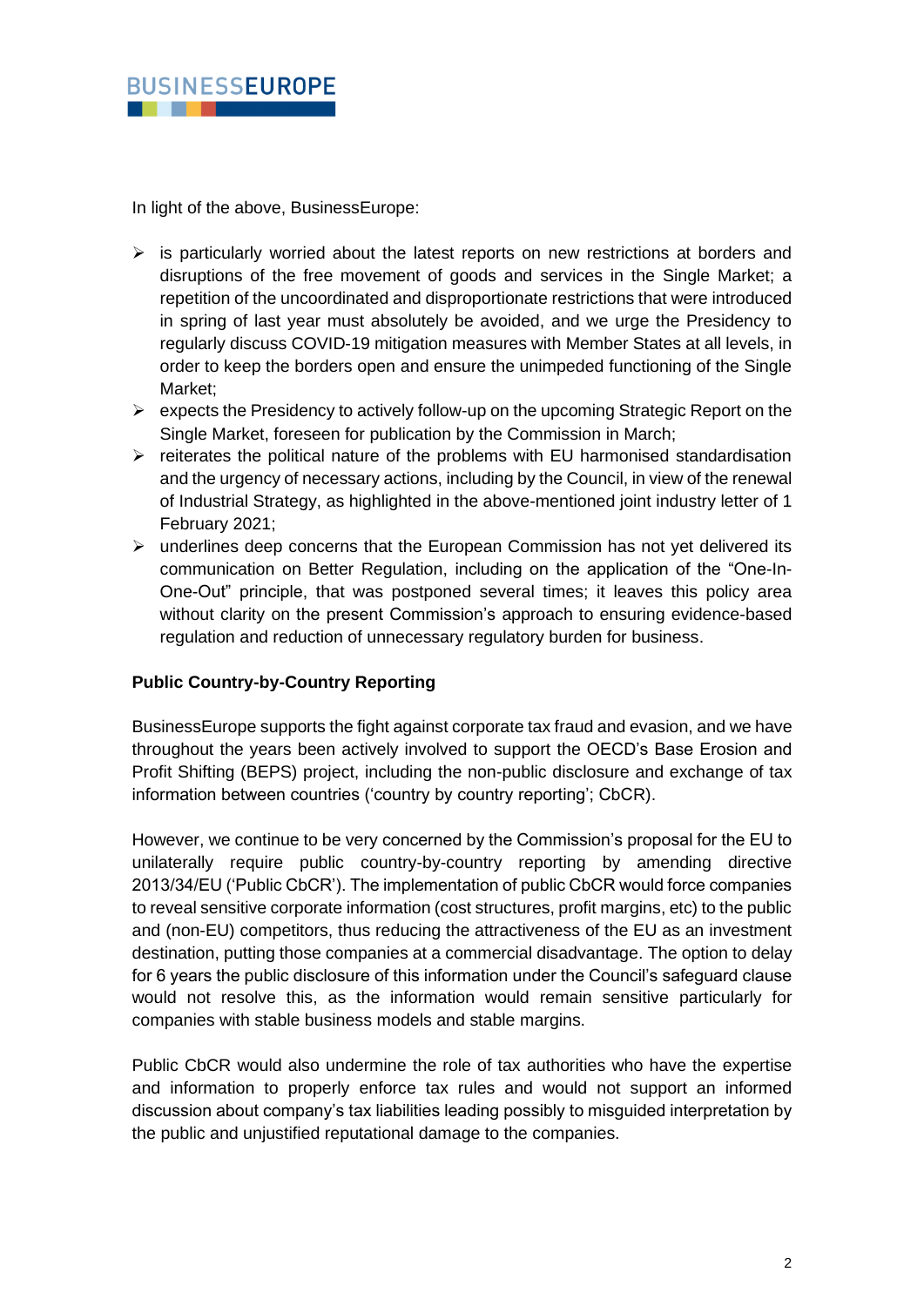In light of the above, BusinessEurope:

- is particularly worried about the latest reports on new restrictions at borders and disruptions of the free movement of goods and services in the Single Market; a repetition of the uncoordinated and disproportionate restrictions that were introduced in spring of last year must absolutely be avoided, and we urge the Presidency to regularly discuss COVID-19 mitigation measures with Member States at all levels, in order to keep the borders open and ensure the unimpeded functioning of the Single Market;
- expects the Presidency to actively follow-up on the upcoming Strategic Report on the Single Market, foreseen for publication by the Commission in March;
- reiterates the political nature of the problems with EU harmonised standardisation and the urgency of necessary actions, including by the Council, in view of the renewal of Industrial Strategy, as highlighted in the above-mentioned joint industry letter of 1 February 2021;
- underlines deep concerns that the European Commission has not yet delivered its communication on Better Regulation, including on the application of the "One-In-One-Out" principle, that was postponed several times; it leaves this policy area without clarity on the present Commission's approach to ensuring evidence-based regulation and reduction of unnecessary regulatory burden for business.

**Public Country-by-Country Reporting**

BusinessEurope supports the fight against corporate tax fraud and evasion, and we have throughout the years been actively involved to support the OECD's Base Erosion and Profit Shifting (BEPS) project, including the non-public disclosure and exchange of tax information between countries ('country by country reporting'; CbCR).

However, we continue to be very concerned by the Commission's proposal for the EU to unilaterally require public country-by-country reporting by amending directive 2013/34/EU ('Public CbCR'). The implementation of public CbCR would force companies to reveal sensitive corporate information (cost structures, profit margins, etc) to the public and (non-EU) competitors, thus reducing the attractiveness of the EU as an investment destination, putting those companies at a commercial disadvantage. The option to delay for 6 years the public disclosure of this information under the Council's safeguard clause would not resolve this, as the information would remain sensitive particularly for companies with stable business models and stable margins.

Public CbCR would also undermine the role of tax authorities who have the expertise and information to properly enforce tax rules and would not support an informed discussion about company's tax liabilities leading possibly to misguided interpretation by the public and unjustified reputational damage to the companies.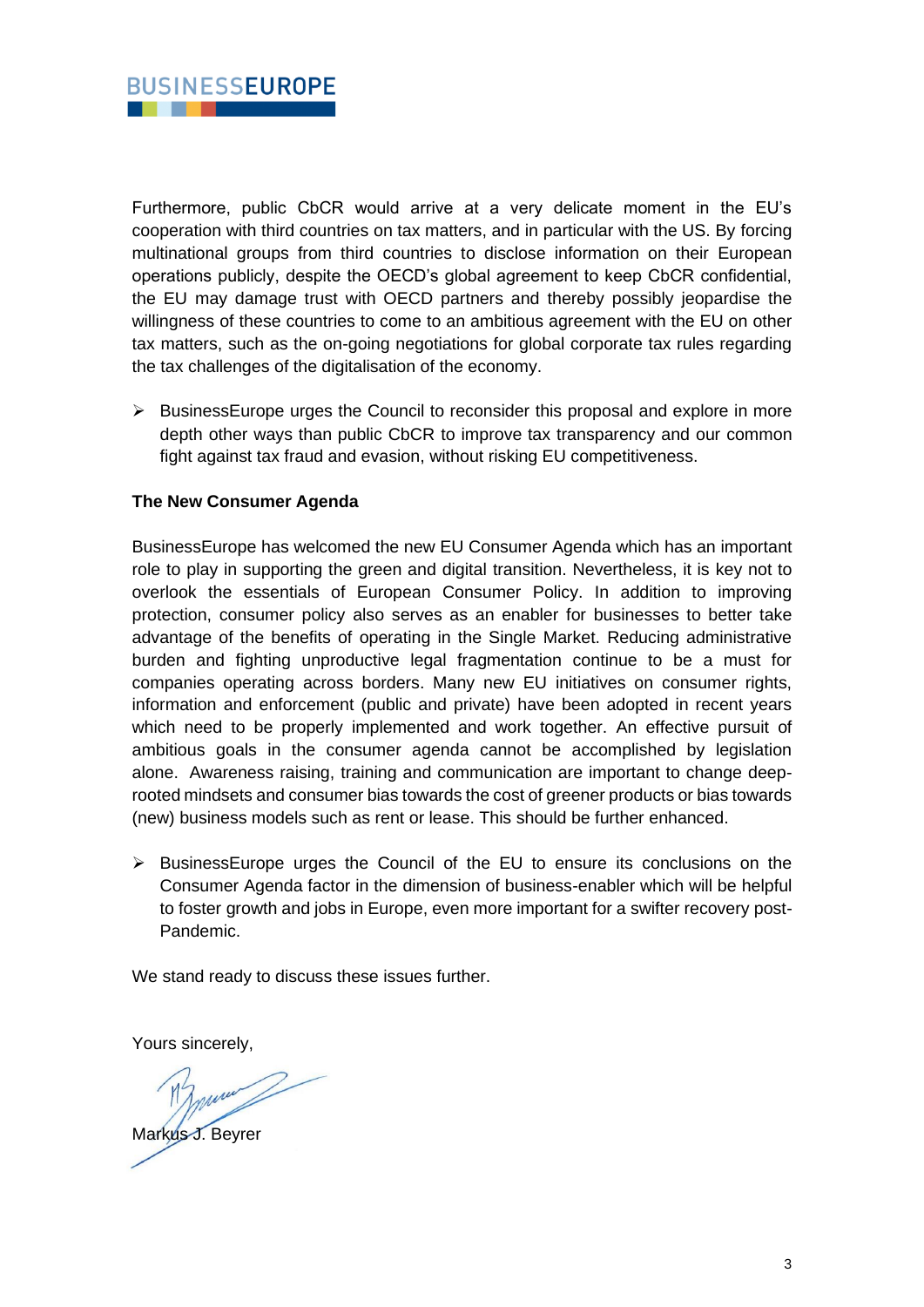Furthermore, public CbCR would arrive at a very delicate moment in the EU's cooperation with third countries on tax matters, and in particular with the US. By forcing multinational groups from third countries to disclose information on their European operations publicly, despite the OECD's global agreement to keep CbCR confidential, the EU may damage trust with OECD partners and thereby possibly jeopardise the willingness of these countries to come to an ambitious agreement with the EU on other tax matters, such as the on-going negotiations for global corporate tax rules regarding the tax challenges of the digitalisation of the economy.

- BusinessEurope urges the Council to reconsider this proposal and explore in more depth other ways than public CbCR to improve tax transparency and our common fight against tax fraud and evasion, without risking EU competitiveness.

**The New Consumer Agenda**

BusinessEurope has welcomed the new EU Consumer Agenda which has an important role to play in supporting the green and digital transition. Nevertheless, it is key not to overlook the essentials of European Consumer Policy. In addition to improving protection, consumer policy also serves as an enabler for businesses to better take advantage of the benefits of operating in the Single Market. Reducing administrative burden and fighting unproductive legal fragmentation continue to be a must for companies operating across borders. Many new EU initiatives on consumer rights, information and enforcement (public and private) have been adopted in recent years which need to be properly implemented and work together. An effective pursuit of ambitious goals in the consumer agenda cannot be accomplished by legislation alone. Awareness raising, training and communication are important to change deep-rooted mindsets and consumer bias towards the cost of greener products or bias towards (new) business models such as rent or lease. This should be further enhanced.

- BusinessEurope urges the Council of the EU to ensure its conclusions on the Consumer Agenda factor in the dimension of business-enabler which will be helpful to foster growth and jobs in Europe, even more important for a swifter recovery post-Pandemic.

We stand ready to discuss these issues further.

Yours sincerely,

Markus J. Beyrer